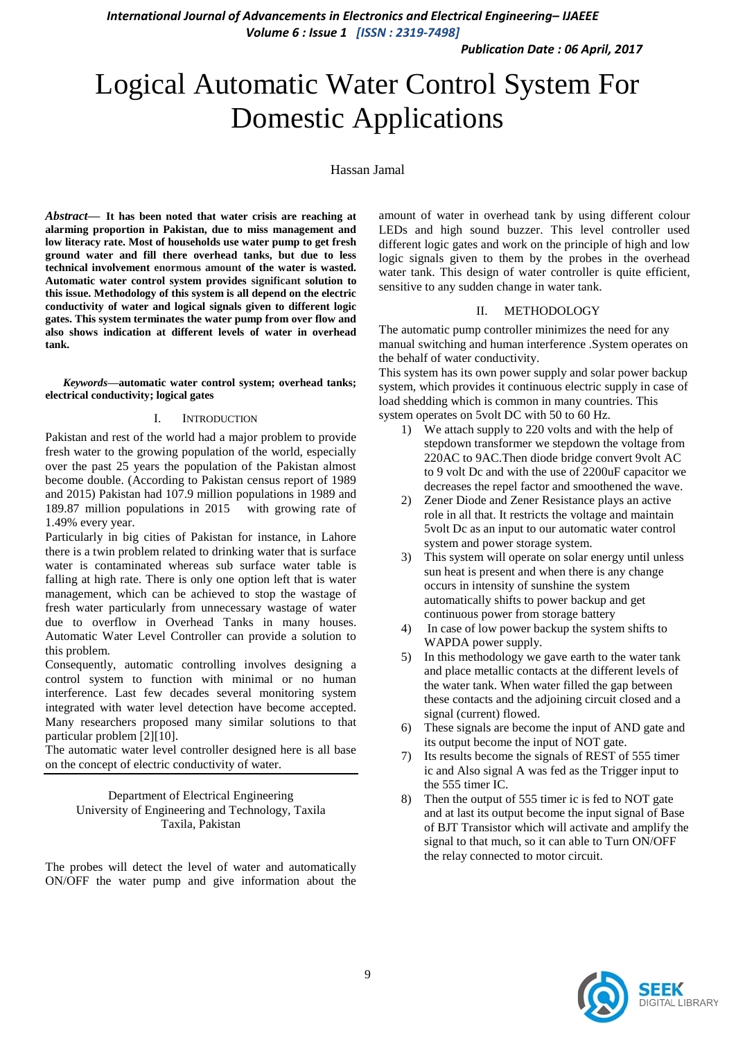# Logical Automatic Water Control System For Domestic Applications

Hassan Jamal

Department of Electrical Engineering
University of Engineering and Technology, Taxila
Taxila, Pakistan

***Abstract*— It has been noted that water crisis are reaching at alarming proportion in Pakistan, due to miss management and low literacy rate. Most of households use water pump to get fresh ground water and fill there overhead tanks, but due to less technical involvement enormous amount of the water is wasted. Automatic water control system provides significant solution to this issue. Methodology of this system is all depend on the electric conductivity of water and logical signals given to different logic gates. This system terminates the water pump from over flow and also shows indication at different levels of water in overhead tank.**

***Keywords*—automatic water control system; overhead tanks; electrical conductivity; logical gates**

## I. Introduction

Pakistan and rest of the world had a major problem to provide fresh water to the growing population of the world, especially over the past 25 years the population of the Pakistan almost become double. (According to Pakistan census report of 1989 and 2015) Pakistan had 107.9 million populations in 1989 and 189.87 million populations in 2015 with growing rate of 1.49% every year.

Particularly in big cities of Pakistan for instance, in Lahore there is a twin problem related to drinking water that is surface water is contaminated whereas sub surface water table is falling at high rate. There is only one option left that is water management, which can be achieved to stop the wastage of fresh water particularly from unnecessary wastage of water due to overflow in Overhead Tanks in many houses. Automatic Water Level Controller can provide a solution to this problem.

Consequently, automatic controlling involves designing a control system to function with minimal or no human interference. Last few decades several monitoring system integrated with water level detection have become accepted. Many researchers proposed many similar solutions to that particular problem [2][10].

The automatic water level controller designed here is all base on the concept of electric conductivity of water.

The probes will detect the level of water and automatically ON/OFF the water pump and give information about the amount of water in overhead tank by using different colour LEDs and high sound buzzer. This level controller used different logic gates and work on the principle of high and low logic signals given to them by the probes in the overhead water tank. This design of water controller is quite efficient, sensitive to any sudden change in water tank.

## II. Methodology

The automatic pump controller minimizes the need for any manual switching and human interference .System operates on the behalf of water conductivity.

This system has its own power supply and solar power backup system, which provides it continuous electric supply in case of load shedding which is common in many countries. This system operates on 5volt DC with 50 to 60 Hz.

1) We attach supply to 220 volts and with the help of stepdown transformer we stepdown the voltage from 220AC to 9AC.Then diode bridge convert 9volt AC to 9 volt Dc and with the use of 2200uF capacitor we decreases the repel factor and smoothened the wave.
2) Zener Diode and Zener Resistance plays an active role in all that. It restricts the voltage and maintain 5volt Dc as an input to our automatic water control system and power storage system.
3) This system will operate on solar energy until unless sun heat is present and when there is any change occurs in intensity of sunshine the system automatically shifts to power backup and get continuous power from storage battery
4) In case of low power backup the system shifts to WAPDA power supply.
5) In this methodology we gave earth to the water tank and place metallic contacts at the different levels of the water tank. When water filled the gap between these contacts and the adjoining circuit closed and a signal (current) flowed.
6) These signals are become the input of AND gate and its output become the input of NOT gate.
7) Its results become the signals of REST of 555 timer ic and Also signal A was fed as the Trigger input to the 555 timer IC.
8) Then the output of 555 timer ic is fed to NOT gate and at last its output become the input signal of Base of BJT Transistor which will activate and amplify the signal to that much, so it can able to Turn ON/OFF the relay connected to motor circuit.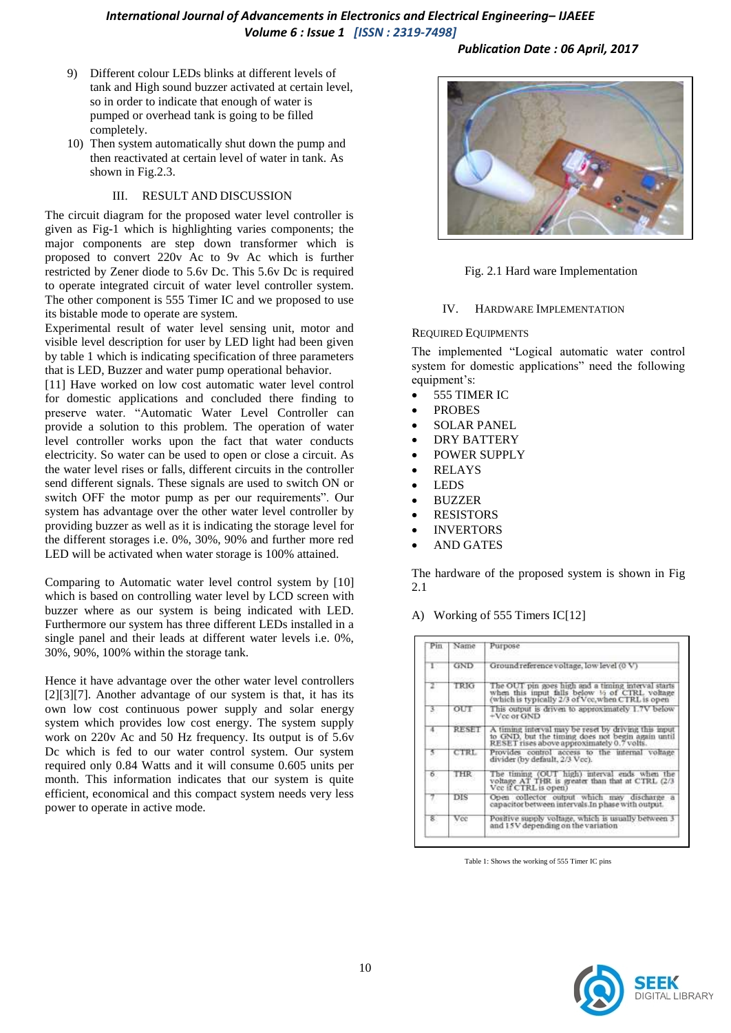9) Different colour LEDs blinks at different levels of tank and High sound buzzer activated at certain level, so in order to indicate that enough of water is pumped or overhead tank is going to be filled completely.
10) Then system automatically shut down the pump and then reactivated at certain level of water in tank. As shown in Fig.2.3.

## III. RESULT AND DISCUSSION

The circuit diagram for the proposed water level controller is given as Fig-1 which is highlighting varies components; the major components are step down transformer which is proposed to convert 220v Ac to 9v Ac which is further restricted by Zener diode to 5.6v Dc. This 5.6v Dc is required to operate integrated circuit of water level controller system. The other component is 555 Timer IC and we proposed to use its bistable mode to operate are system.

Experimental result of water level sensing unit, motor and visible level description for user by LED light had been given by table 1 which is indicating specification of three parameters that is LED, Buzzer and water pump operational behavior.

[11] Have worked on low cost automatic water level control for domestic applications and concluded there finding to preserve water. "Automatic Water Level Controller can provide a solution to this problem. The operation of water level controller works upon the fact that water conducts electricity. So water can be used to open or close a circuit. As the water level rises or falls, different circuits in the controller send different signals. These signals are used to switch ON or switch OFF the motor pump as per our requirements". Our system has advantage over the other water level controller by providing buzzer as well as it is indicating the storage level for the different storages i.e. 0%, 30%, 90% and further more red LED will be activated when water storage is 100% attained.

Comparing to Automatic water level control system by [10] which is based on controlling water level by LCD screen with buzzer where as our system is being indicated with LED. Furthermore our system has three different LEDs installed in a single panel and their leads at different water levels i.e. 0%, 30%, 90%, 100% within the storage tank.

Hence it have advantage over the other water level controllers [2][3][7]. Another advantage of our system is that, it has its own low cost continuous power supply and solar energy system which provides low cost energy. The system supply work on 220v Ac and 50 Hz frequency. Its output is of 5.6v Dc which is fed to our water control system. Our system required only 0.84 Watts and it will consume 0.605 units per month. This information indicates that our system is quite efficient, economical and this compact system needs very less power to operate in active mode.

Fig. 2.1 Hard ware Implementation

## IV. HARDWARE IMPLEMENTATION

### REQUIRED EQUIPMENTS

The implemented "Logical automatic water control system for domestic applications" need the following equipment's:

- 555 TIMER IC
- PROBES
- SOLAR PANEL
- DRY BATTERY
- POWER SUPPLY
- RELAYS
- LEDS
- BUZZER
- RESISTORS
- INVERTORS
- AND GATES

The hardware of the proposed system is shown in Fig 2.1

### A) Working of 555 Timers IC[12]

| Pin | Name | Purpose |
|---|---|---|
| 1 | GND | Ground reference voltage, low level (0 V) |
| 2 | TRIG | The OUT pin goes high and a timing interval starts when this input falls below ½ of CTRL voltage (which is typically 2/3 of Vcc, when CTRL is open) |
| 3 | OUT | This output is driven to approximately 1.7V below +Vcc or GND |
| 4 | RESET | A timing interval may be reset by driving this input to GND, but the timing does not begin again until RESET rises above approximately 0.7 volts. |
| 5 | CTRL | Provides control access to the internal voltage divider (by default, 2/3 Vcc). |
| 6 | THR | The timing (OUT high) interval ends when the voltage AT THR is greater than that at CTRL (2/3 Vcc if CTRL is open) |
| 7 | DIS | Open collector output which may discharge a capacitor between intervals.In phase with output. |
| 8 | Vcc | Positive supply voltage, which is usually between 3 and 15V depending on the variation |

Table 1: Shows the working of 555 Timer IC pins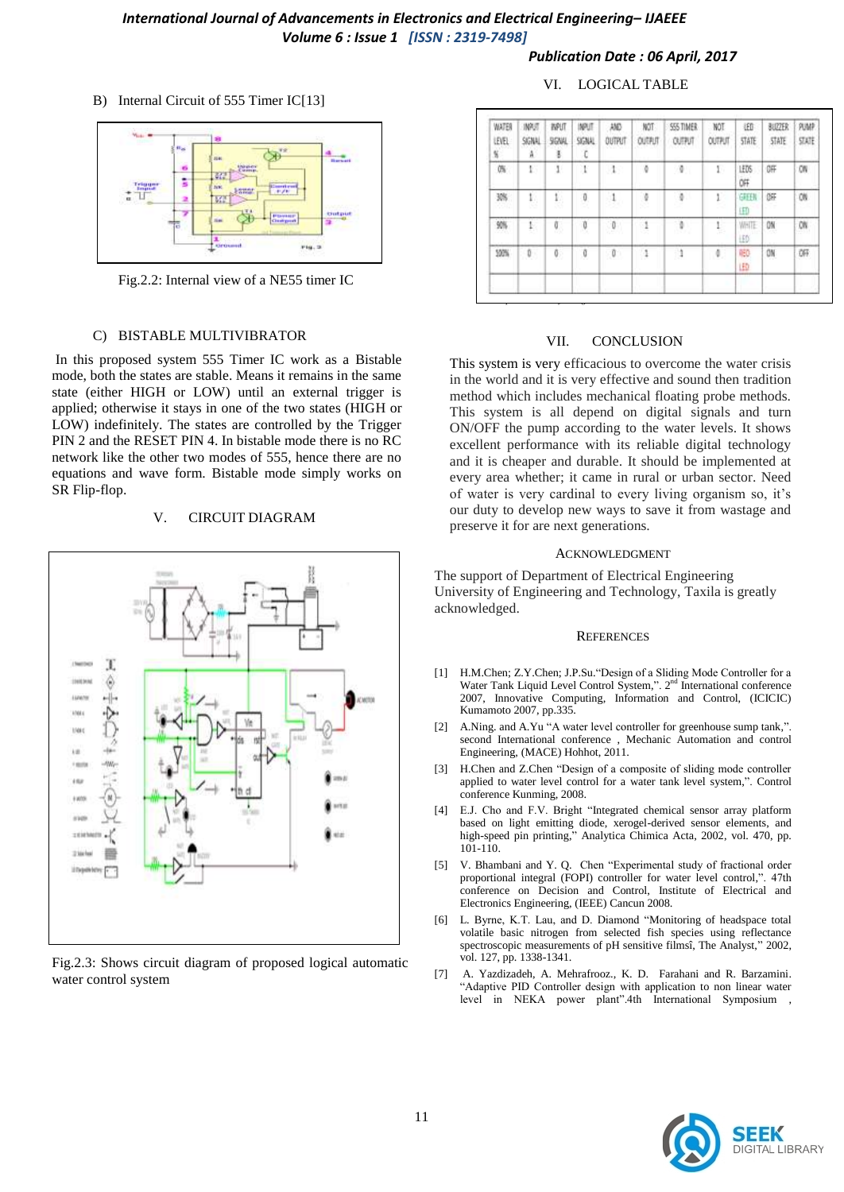B) Internal Circuit of 555 Timer IC[13]

Fig.2.2: Internal view of a NE55 timer IC

C) BISTABLE MULTIVIBRATOR

In this proposed system 555 Timer IC work as a Bistable mode, both the states are stable. Means it remains in the same state (either HIGH or LOW) until an external trigger is applied; otherwise it stays in one of the two states (HIGH or LOW) indefinitely. The states are controlled by the Trigger PIN 2 and the RESET PIN 4. In bistable mode there is no RC network like the other two modes of 555, hence there are no equations and wave form. Bistable mode simply works on SR Flip-flop.

## V. CIRCUIT DIAGRAM

Fig.2.3: Shows circuit diagram of proposed logical automatic water control system

## VI. LOGICAL TABLE

| WATER LEVEL % | INPUT SIGNAL A | INPUT SIGNAL B | INPUT SIGNAL C | AND OUTPUT | NOT OUTPUT | 555 TIMER OUTPUT | NOT OUTPUT | LED STATE | BUZZER STATE | PUMP STATE |
|---|---|---|---|---|---|---|---|---|---|---|
| 0% | 1 | 1 | 1 | 1 | 0 | 0 | 1 | LEDS OFF | OFF | ON |
| 30% | 1 | 1 | 0 | 1 | 0 | 0 | 1 | GREEN LED | OFF | ON |
| 90% | 1 | 0 | 0 | 0 | 1 | 0 | 1 | WHITE LED | ON | ON |
| 100% | 0 | 0 | 0 | 0 | 1 | 1 | 0 | RED LED | ON | OFF |
| | | | | | | | | | | |

## VII. CONCLUSION

This system is very efficacious to overcome the water crisis in the world and it is very effective and sound then tradition method which includes mechanical floating probe methods. This system is all depend on digital signals and turn ON/OFF the pump according to the water levels. It shows excellent performance with its reliable digital technology and it is cheaper and durable. It should be implemented at every area whether; it came in rural or urban sector. Need of water is very cardinal to every living organism so, it's our duty to develop new ways to save it from wastage and preserve it for are next generations.

## ACKNOWLEDGMENT

The support of Department of Electrical Engineering University of Engineering and Technology, Taxila is greatly acknowledged.

## REFERENCES

[1] H.M.Chen; Z.Y.Chen; J.P.Su."Design of a Sliding Mode Controller for a Water Tank Liquid Level Control System,". 2nd International conference 2007, Innovative Computing, Information and Control, (ICICIC) Kumamoto 2007, pp.335.

[2] A.Ning. and A.Yu "A water level controller for greenhouse sump tank,". second International conference , Mechanic Automation and control Engineering, (MACE) Hohhot, 2011.

[3] H.Chen and Z.Chen "Design of a composite of sliding mode controller applied to water level control for a water tank level system,". Control conference Kunming, 2008.

[4] E.J. Cho and F.V. Bright "Integrated chemical sensor array platform based on light emitting diode, xerogel-derived sensor elements, and high-speed pin printing," Analytica Chimica Acta, 2002, vol. 470, pp. 101-110.

[5] V. Bhambani and Y. Q. Chen "Experimental study of fractional order proportional integral (FOPI) controller for water level control,". 47th conference on Decision and Control, Institute of Electrical and Electronics Engineering, (IEEE) Cancun 2008.

[6] L. Byrne, K.T. Lau, and D. Diamond "Monitoring of headspace total volatile basic nitrogen from selected fish species using reflectance spectroscopic measurements of pH sensitive filmsî, The Analyst," 2002, vol. 127, pp. 1338-1341.

[7] A. Yazdizadeh, A. Mehrafrooz., K. D. Farahani and R. Barzamini. "Adaptive PID Controller design with application to non linear water level in NEKA power plant".4th International Symposium ,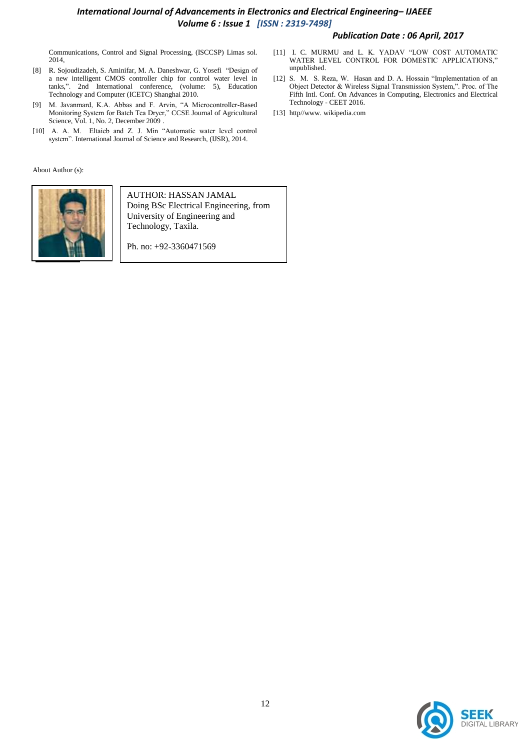Communications, Control and Signal Processing, (ISCCSP) Limas sol. 2014,

[8] R. Sojoudizadeh, S. Aminifar, M. A. Daneshwar, G. Yosefi "Design of a new intelligent CMOS controller chip for control water level in tanks,". 2nd International conference, (volume: 5), Education Technology and Computer (ICETC) Shanghai 2010.

[9] M. Javanmard, K.A. Abbas and F. Arvin, "A Microcontroller-Based Monitoring System for Batch Tea Dryer," CCSE Journal of Agricultural Science, Vol. 1, No. 2, December 2009 .

[10] A. A. M. Eltaieb and Z. J. Min "Automatic water level control system". International Journal of Science and Research, (IJSR), 2014.

[11] I. C. MURMU and L. K. YADAV "LOW COST AUTOMATIC WATER LEVEL CONTROL FOR DOMESTIC APPLICATIONS," unpublished.

[12] S. M. S. Reza, W. Hasan and D. A. Hossain "Implementation of an Object Detector & Wireless Signal Transmission System,". Proc. of The Fifth Intl. Conf. On Advances in Computing, Electronics and Electrical Technology - CEET 2016.

[13] http//www. wikipedia.com

About Author (s):

AUTHOR: HASSAN JAMAL
Doing BSc Electrical Engineering, from University of Engineering and Technology, Taxila.

Ph. no: +92-3360471569